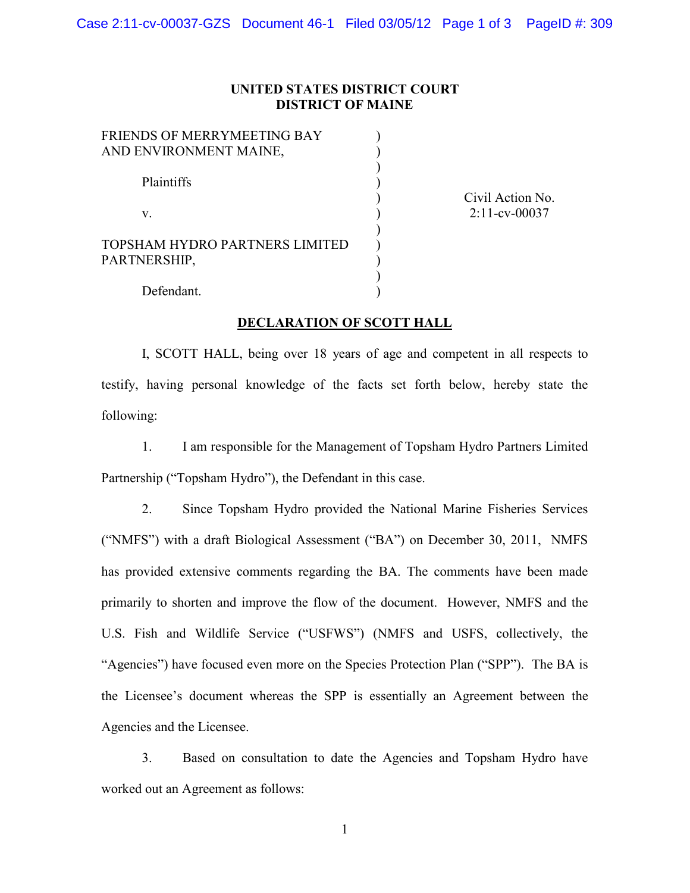**UNITED STATES DISTRICT COURT**
**DISTRICT OF MAINE**

FRIENDS OF MERRYMEETING BAY AND ENVIRONMENT MAINE,

Plaintiffs

v.

TOPSHAM HYDRO PARTNERS LIMITED PARTNERSHIP,

Defendant.

Civil Action No. 2:11-cv-00037

**DECLARATION OF SCOTT HALL**

I, SCOTT HALL, being over 18 years of age and competent in all respects to testify, having personal knowledge of the facts set forth below, hereby state the following:

1. I am responsible for the Management of Topsham Hydro Partners Limited Partnership ("Topsham Hydro"), the Defendant in this case.

2. Since Topsham Hydro provided the National Marine Fisheries Services ("NMFS") with a draft Biological Assessment ("BA") on December 30, 2011, NMFS has provided extensive comments regarding the BA. The comments have been made primarily to shorten and improve the flow of the document. However, NMFS and the U.S. Fish and Wildlife Service ("USFWS") (NMFS and USFS, collectively, the "Agencies") have focused even more on the Species Protection Plan ("SPP"). The BA is the Licensee's document whereas the SPP is essentially an Agreement between the Agencies and the Licensee.

3. Based on consultation to date the Agencies and Topsham Hydro have worked out an Agreement as follows: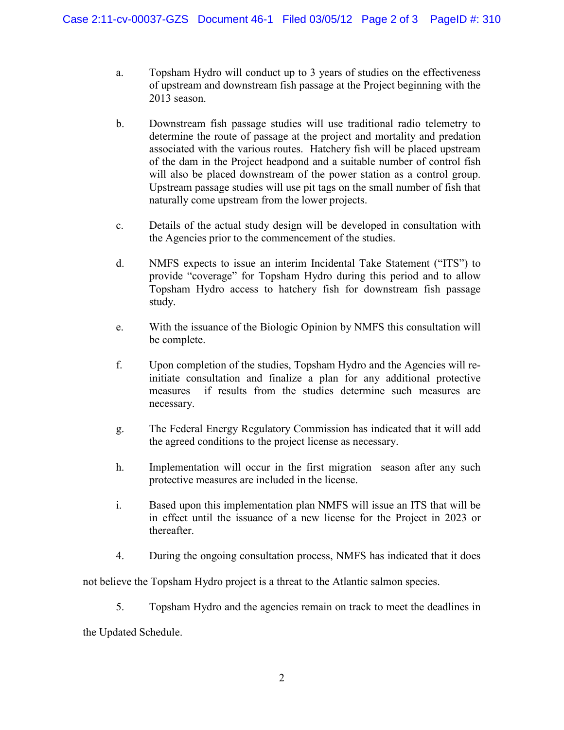a. Topsham Hydro will conduct up to 3 years of studies on the effectiveness of upstream and downstream fish passage at the Project beginning with the 2013 season.

b. Downstream fish passage studies will use traditional radio telemetry to determine the route of passage at the project and mortality and predation associated with the various routes. Hatchery fish will be placed upstream of the dam in the Project headpond and a suitable number of control fish will also be placed downstream of the power station as a control group. Upstream passage studies will use pit tags on the small number of fish that naturally come upstream from the lower projects.

c. Details of the actual study design will be developed in consultation with the Agencies prior to the commencement of the studies.

d. NMFS expects to issue an interim Incidental Take Statement ("ITS") to provide "coverage" for Topsham Hydro during this period and to allow Topsham Hydro access to hatchery fish for downstream fish passage study.

e. With the issuance of the Biologic Opinion by NMFS this consultation will be complete.

f. Upon completion of the studies, Topsham Hydro and the Agencies will re-initiate consultation and finalize a plan for any additional protective measures if results from the studies determine such measures are necessary.

g. The Federal Energy Regulatory Commission has indicated that it will add the agreed conditions to the project license as necessary.

h. Implementation will occur in the first migration season after any such protective measures are included in the license.

i. Based upon this implementation plan NMFS will issue an ITS that will be in effect until the issuance of a new license for the Project in 2023 or thereafter.

4. During the ongoing consultation process, NMFS has indicated that it does not believe the Topsham Hydro project is a threat to the Atlantic salmon species.

5. Topsham Hydro and the agencies remain on track to meet the deadlines in the Updated Schedule.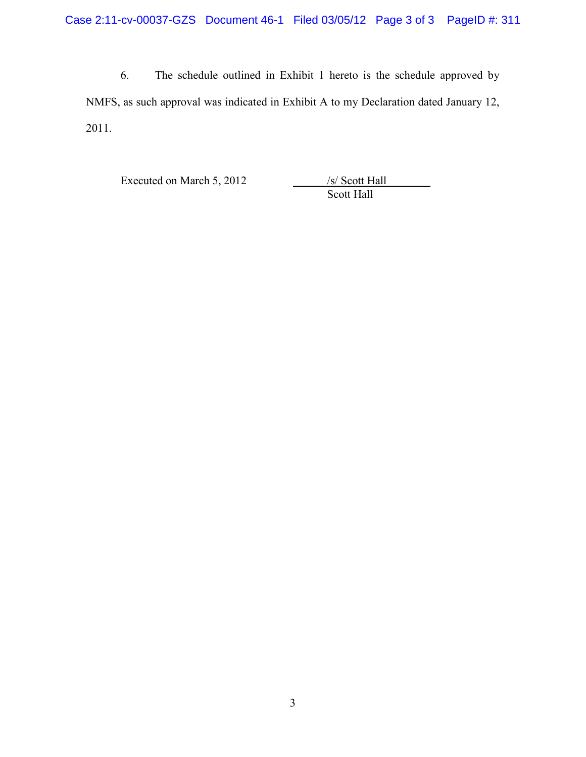6. The schedule outlined in Exhibit 1 hereto is the schedule approved by NMFS, as such approval was indicated in Exhibit A to my Declaration dated January 12, 2011.

Executed on March 5, 2012

/s/ Scott Hall
Scott Hall